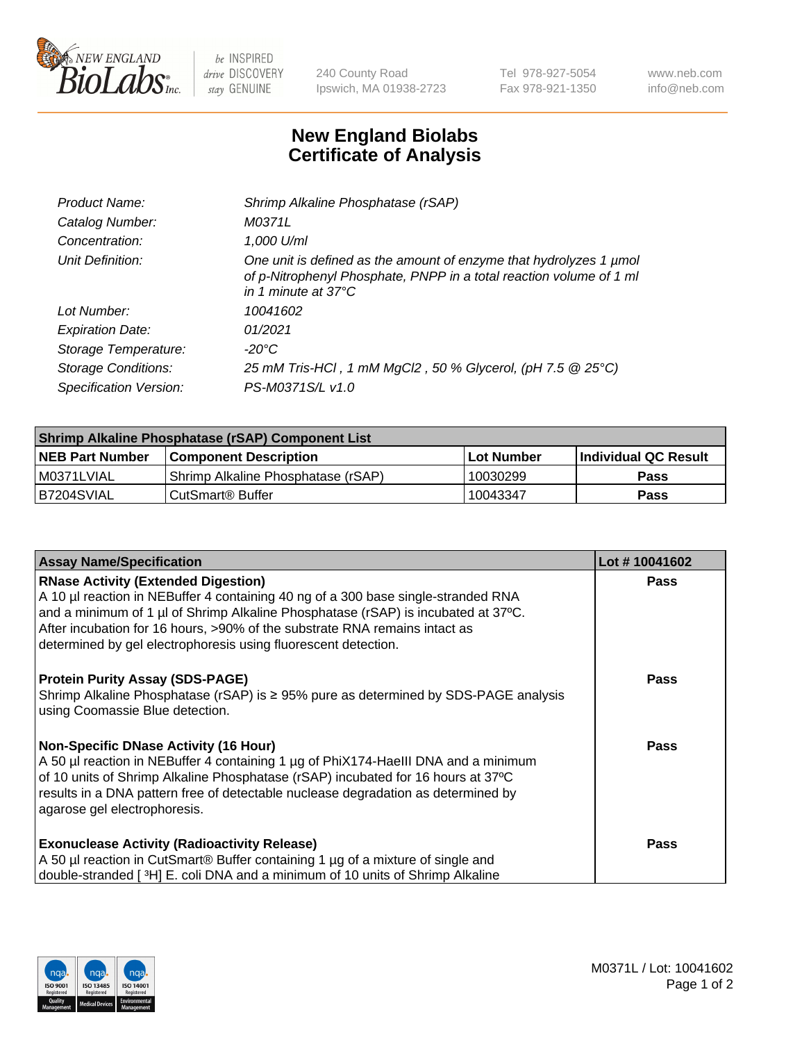# New England Biolabs Certificate of Analysis

| | |
|---|---|
| *Product Name:* | *Shrimp Alkaline Phosphatase (rSAP)* |
| *Catalog Number:* | *M0371L* |
| *Concentration:* | *1,000 U/ml* |
| *Unit Definition:* | *One unit is defined as the amount of enzyme that hydrolyzes 1 µmol of p-Nitrophenyl Phosphate, PNPP in a total reaction volume of 1 ml in 1 minute at 37°C* |
| *Lot Number:* | *10041602* |
| *Expiration Date:* | *01/2021* |
| *Storage Temperature:* | *-20°C* |
| *Storage Conditions:* | *25 mM Tris-HCl , 1 mM $MgCl_2$ , 50 % Glycerol, (pH 7.5 @ 25°C)* |
| *Specification Version:* | *PS-M0371S/L v1.0* |

| Shrimp Alkaline Phosphatase (rSAP) Component List | | | |
|---|---|---|---|
| **NEB Part Number** | **Component Description** | **Lot Number** | **Individual QC Result** |
| M0371LVIAL | Shrimp Alkaline Phosphatase (rSAP) | 10030299 | **Pass** |
| B7204SVIAL | CutSmart® Buffer | 10043347 | **Pass** |

| Assay Name/Specification | Lot # 10041602 |
|---|---|
| **RNase Activity (Extended Digestion)**<br>A 10 µl reaction in NEBuffer 4 containing 40 ng of a 300 base single-stranded RNA and a minimum of 1 µl of Shrimp Alkaline Phosphatase (rSAP) is incubated at 37ºC. After incubation for 16 hours, >90% of the substrate RNA remains intact as determined by gel electrophoresis using fluorescent detection. | **Pass** |
| **Protein Purity Assay (SDS-PAGE)**<br>Shrimp Alkaline Phosphatase (rSAP) is ≥ 95% pure as determined by SDS-PAGE analysis using Coomassie Blue detection. | **Pass** |
| **Non-Specific DNase Activity (16 Hour)**<br>A 50 µl reaction in NEBuffer 4 containing 1 µg of PhiX174-HaeIII DNA and a minimum of 10 units of Shrimp Alkaline Phosphatase (rSAP) incubated for 16 hours at 37ºC results in a DNA pattern free of detectable nuclease degradation as determined by agarose gel electrophoresis. | **Pass** |
| **Exonuclease Activity (Radioactivity Release)**<br>A 50 µl reaction in CutSmart® Buffer containing 1 µg of a mixture of single and double-stranded [ $^3$H] E. coli DNA and a minimum of 10 units of Shrimp Alkaline | **Pass** |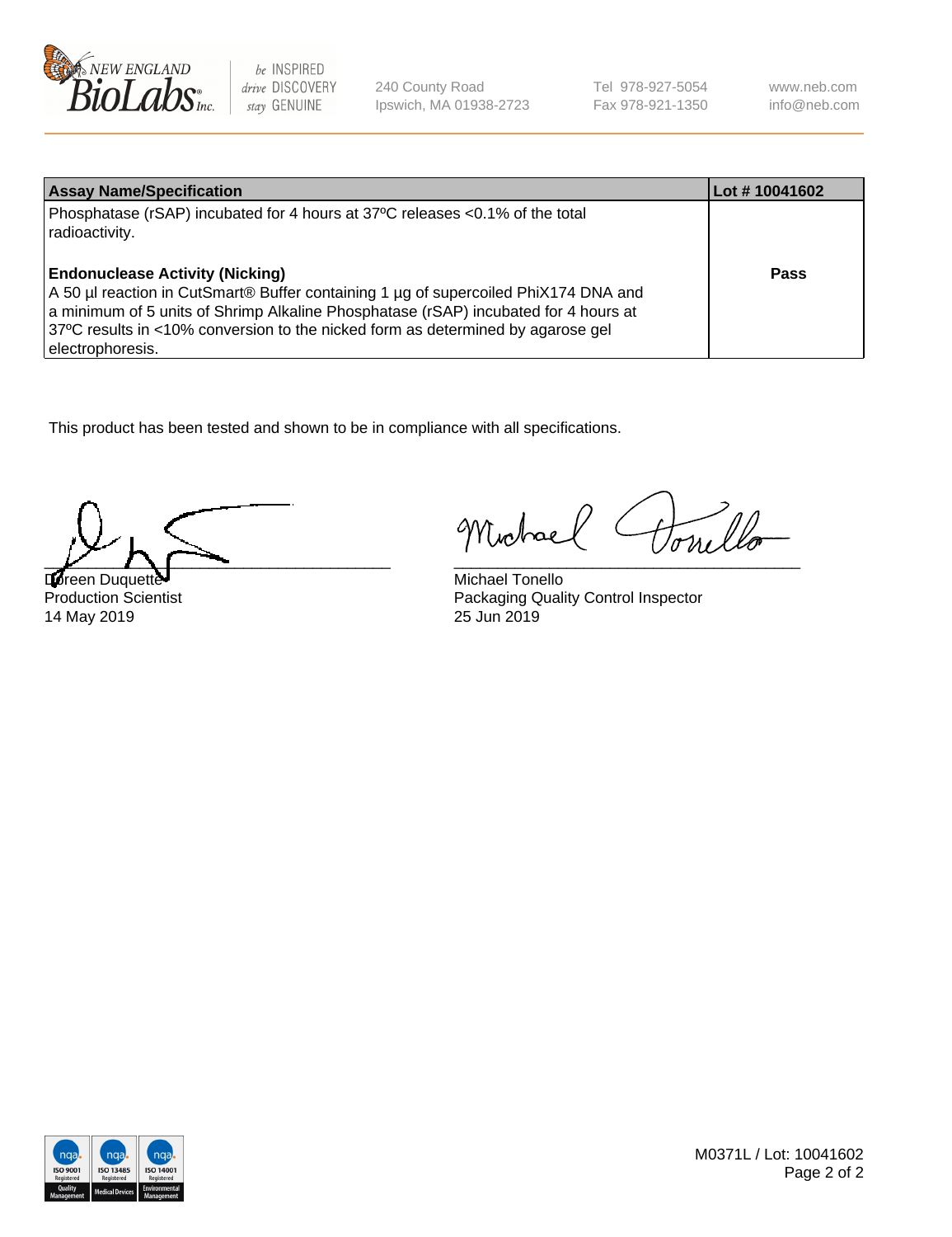| Assay Name/Specification | Lot # 10041602 |
| --- | --- |
| Phosphatase (rSAP) incubated for 4 hours at 37ºC releases <0.1% of the total radioactivity. | |
| **Endonuclease Activity (Nicking)**<br>A 50 µl reaction in CutSmart® Buffer containing 1 µg of supercoiled PhiX174 DNA and a minimum of 5 units of Shrimp Alkaline Phosphatase (rSAP) incubated for 4 hours at 37ºC results in <10% conversion to the nicked form as determined by agarose gel electrophoresis. | **Pass** |

This product has been tested and shown to be in compliance with all specifications.

Doreen Duquette
Production Scientist
14 May 2019

Michael Tonello
Packaging Quality Control Inspector
25 Jun 2019

M0371L / Lot: 10041602